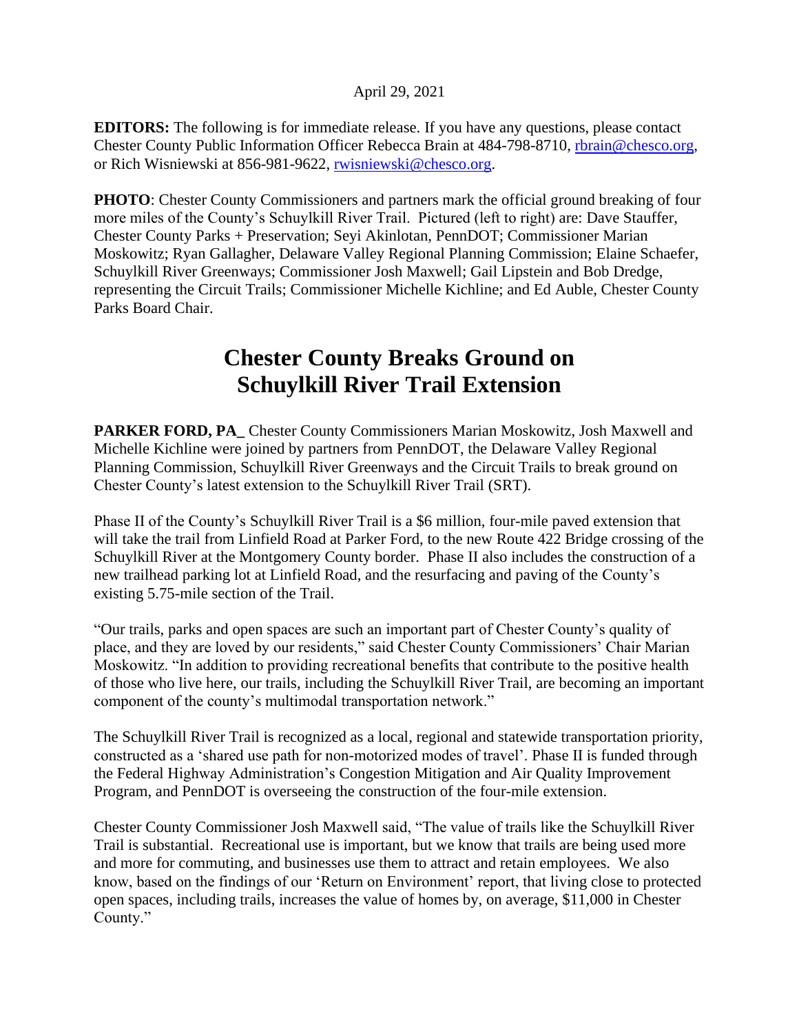April 29, 2021

**EDITORS:** The following is for immediate release. If you have any questions, please contact Chester County Public Information Officer Rebecca Brain at 484-798-8710, rbrain@chesco.org, or Rich Wisniewski at 856-981-9622, rwisniewski@chesco.org.

**PHOTO**: Chester County Commissioners and partners mark the official ground breaking of four more miles of the County's Schuylkill River Trail. Pictured (left to right) are: Dave Stauffer, Chester County Parks + Preservation; Seyi Akinlotan, PennDOT; Commissioner Marian Moskowitz; Ryan Gallagher, Delaware Valley Regional Planning Commission; Elaine Schaefer, Schuylkill River Greenways; Commissioner Josh Maxwell; Gail Lipstein and Bob Dredge, representing the Circuit Trails; Commissioner Michelle Kichline; and Ed Auble, Chester County Parks Board Chair.

# Chester County Breaks Ground on Schuylkill River Trail Extension

**PARKER FORD, PA_** Chester County Commissioners Marian Moskowitz, Josh Maxwell and Michelle Kichline were joined by partners from PennDOT, the Delaware Valley Regional Planning Commission, Schuylkill River Greenways and the Circuit Trails to break ground on Chester County's latest extension to the Schuylkill River Trail (SRT).

Phase II of the County's Schuylkill River Trail is a $6 million, four-mile paved extension that will take the trail from Linfield Road at Parker Ford, to the new Route 422 Bridge crossing of the Schuylkill River at the Montgomery County border. Phase II also includes the construction of a new trailhead parking lot at Linfield Road, and the resurfacing and paving of the County's existing 5.75-mile section of the Trail.

"Our trails, parks and open spaces are such an important part of Chester County's quality of place, and they are loved by our residents," said Chester County Commissioners' Chair Marian Moskowitz. "In addition to providing recreational benefits that contribute to the positive health of those who live here, our trails, including the Schuylkill River Trail, are becoming an important component of the county's multimodal transportation network."

The Schuylkill River Trail is recognized as a local, regional and statewide transportation priority, constructed as a 'shared use path for non-motorized modes of travel'. Phase II is funded through the Federal Highway Administration's Congestion Mitigation and Air Quality Improvement Program, and PennDOT is overseeing the construction of the four-mile extension.

Chester County Commissioner Josh Maxwell said, "The value of trails like the Schuylkill River Trail is substantial. Recreational use is important, but we know that trails are being used more and more for commuting, and businesses use them to attract and retain employees. We also know, based on the findings of our 'Return on Environment' report, that living close to protected open spaces, including trails, increases the value of homes by, on average, $11,000 in Chester County."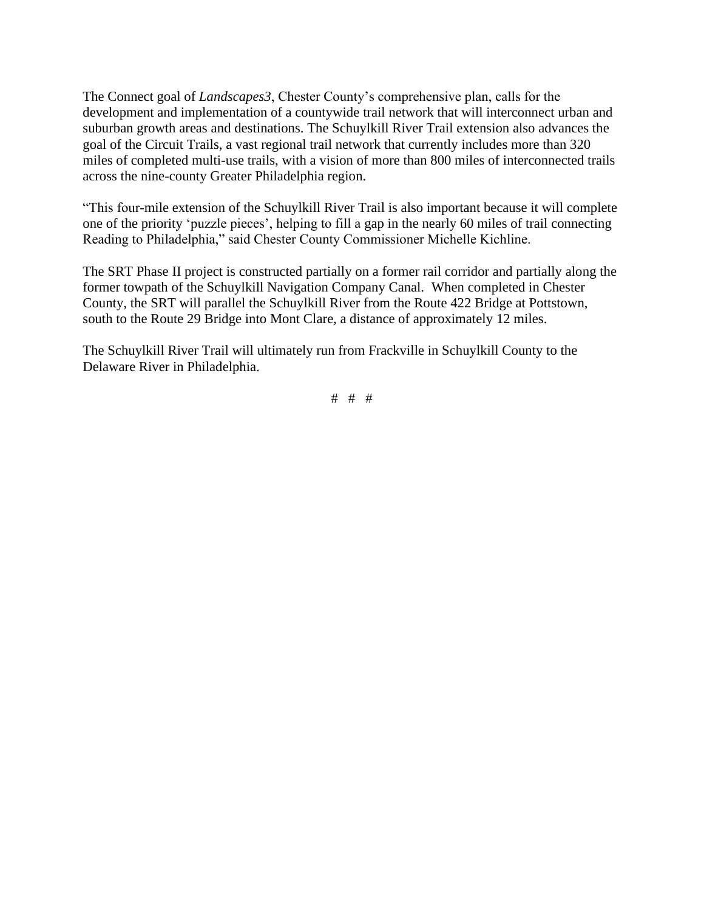The Connect goal of *Landscapes3*, Chester County's comprehensive plan, calls for the development and implementation of a countywide trail network that will interconnect urban and suburban growth areas and destinations. The Schuylkill River Trail extension also advances the goal of the Circuit Trails, a vast regional trail network that currently includes more than 320 miles of completed multi-use trails, with a vision of more than 800 miles of interconnected trails across the nine-county Greater Philadelphia region.

"This four-mile extension of the Schuylkill River Trail is also important because it will complete one of the priority 'puzzle pieces', helping to fill a gap in the nearly 60 miles of trail connecting Reading to Philadelphia," said Chester County Commissioner Michelle Kichline.

The SRT Phase II project is constructed partially on a former rail corridor and partially along the former towpath of the Schuylkill Navigation Company Canal. When completed in Chester County, the SRT will parallel the Schuylkill River from the Route 422 Bridge at Pottstown, south to the Route 29 Bridge into Mont Clare, a distance of approximately 12 miles.

The Schuylkill River Trail will ultimately run from Frackville in Schuylkill County to the Delaware River in Philadelphia.

# # #